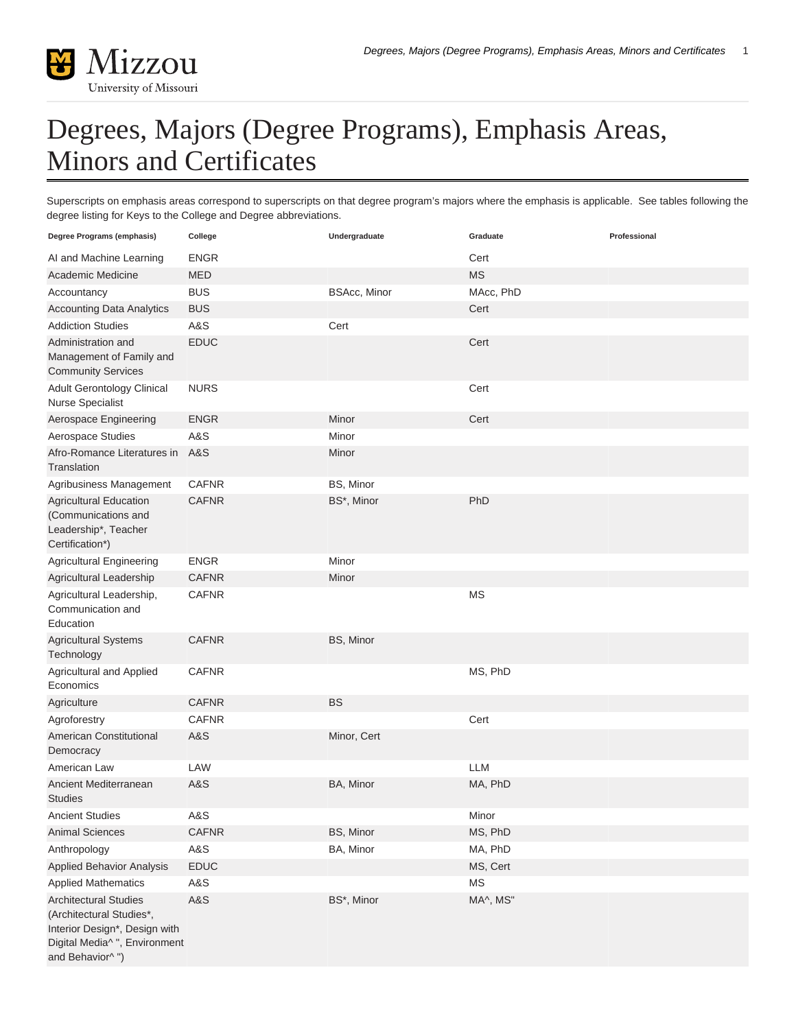# Degrees, Majors (Degree Programs), Emphasis Areas, Minors and Certificates

Superscripts on emphasis areas correspond to superscripts on that degree program's majors where the emphasis is applicable. See tables following the degree listing for Keys to the College and Degree abbreviations.

| Degree Programs (emphasis) | College | Undergraduate | Graduate | Professional |
|---|---|---|---|---|
| AI and Machine Learning | ENGR | | Cert | |
| Academic Medicine | MED | | MS | |
| Accountancy | BUS | BSAcc, Minor | MAcc, PhD | |
| Accounting Data Analytics | BUS | | Cert | |
| Addiction Studies | A&S | Cert | | |
| Administration and Management of Family and Community Services | EDUC | | Cert | |
| Adult Gerontology Clinical Nurse Specialist | NURS | | Cert | |
| Aerospace Engineering | ENGR | Minor | Cert | |
| Aerospace Studies | A&S | Minor | | |
| Afro-Romance Literatures in Translation | A&S | Minor | | |
| Agribusiness Management | CAFNR | BS, Minor | | |
| Agricultural Education (Communications and Leadership*, Teacher Certification*) | CAFNR | BS*, Minor | PhD | |
| Agricultural Engineering | ENGR | Minor | | |
| Agricultural Leadership | CAFNR | Minor | | |
| Agricultural Leadership, Communication and Education | CAFNR | | MS | |
| Agricultural Systems Technology | CAFNR | BS, Minor | | |
| Agricultural and Applied Economics | CAFNR | | MS, PhD | |
| Agriculture | CAFNR | BS | | |
| Agroforestry | CAFNR | | Cert | |
| American Constitutional Democracy | A&S | Minor, Cert | | |
| American Law | LAW | | LLM | |
| Ancient Mediterranean Studies | A&S | BA, Minor | MA, PhD | |
| Ancient Studies | A&S | | Minor | |
| Animal Sciences | CAFNR | BS, Minor | MS, PhD | |
| Anthropology | A&S | BA, Minor | MA, PhD | |
| Applied Behavior Analysis | EDUC | | MS, Cert | |
| Applied Mathematics | A&S | | MS | |
| Architectural Studies (Architectural Studies*, Interior Design*, Design with Digital Media^ ", Environment and Behavior^ ") | A&S | BS*, Minor | MA^, MS" | |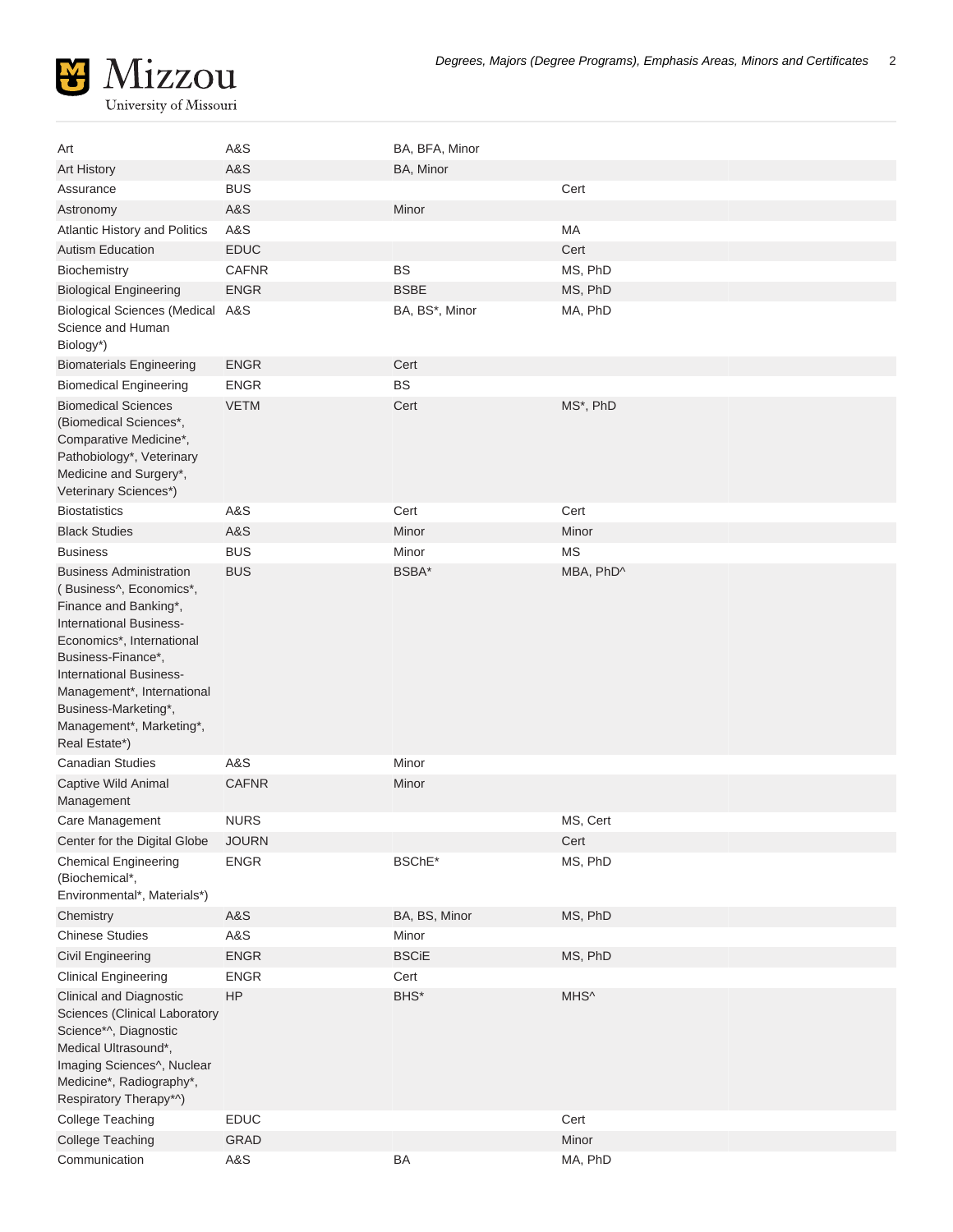| | | | |
|---|---|---|---|
| Art | A&S | BA, BFA, Minor | |
| Art History | A&S | BA, Minor | |
| Assurance | BUS | | Cert |
| Astronomy | A&S | Minor | |
| Atlantic History and Politics | A&S | | MA |
| Autism Education | EDUC | | Cert |
| Biochemistry | CAFNR | BS | MS, PhD |
| Biological Engineering | ENGR | BSBE | MS, PhD |
| Biological Sciences (Medical Science and Human Biology*) | A&S | BA, BS*, Minor | MA, PhD |
| Biomaterials Engineering | ENGR | Cert | |
| Biomedical Engineering | ENGR | BS | |
| Biomedical Sciences (Biomedical Sciences*, Comparative Medicine*, Pathobiology*, Veterinary Medicine and Surgery*, Veterinary Sciences*) | VETM | Cert | MS*, PhD |
| Biostatistics | A&S | Cert | Cert |
| Black Studies | A&S | Minor | Minor |
| Business | BUS | Minor | MS |
| Business Administration ( Business^, Economics*, Finance and Banking*, International Business-Economics*, International Business-Finance*, International Business-Management*, International Business-Marketing*, Management*, Marketing*, Real Estate*) | BUS | BSBA* | MBA, PhD^ |
| Canadian Studies | A&S | Minor | |
| Captive Wild Animal Management | CAFNR | Minor | |
| Care Management | NURS | | MS, Cert |
| Center for the Digital Globe | JOURN | | Cert |
| Chemical Engineering (Biochemical*, Environmental*, Materials*) | ENGR | BSChE* | MS, PhD |
| Chemistry | A&S | BA, BS, Minor | MS, PhD |
| Chinese Studies | A&S | Minor | |
| Civil Engineering | ENGR | BSCiE | MS, PhD |
| Clinical Engineering | ENGR | Cert | |
| Clinical and Diagnostic Sciences (Clinical Laboratory Science*^, Diagnostic Medical Ultrasound*, Imaging Sciences^, Nuclear Medicine*, Radiography*, Respiratory Therapy*^) | HP | BHS* | MHS^ |
| College Teaching | EDUC | | Cert |
| College Teaching | GRAD | | Minor |
| Communication | A&S | BA | MA, PhD |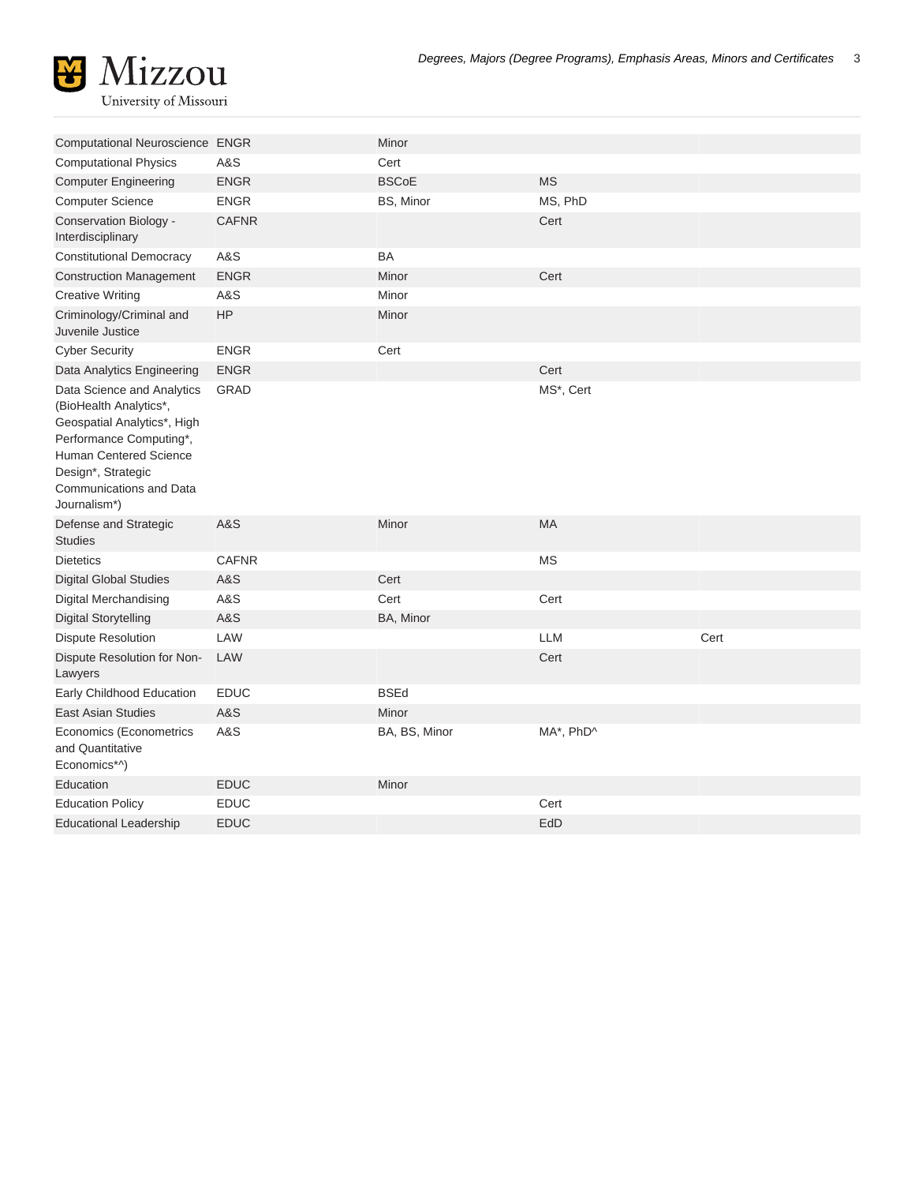| | | | | |
|---|---|---|---|---|
| Computational Neuroscience | ENGR | Minor | | |
| Computational Physics | A&S | Cert | | |
| Computer Engineering | ENGR | BSCoE | MS | |
| Computer Science | ENGR | BS, Minor | MS, PhD | |
| Conservation Biology - Interdisciplinary | CAFNR | | Cert | |
| Constitutional Democracy | A&S | BA | | |
| Construction Management | ENGR | Minor | Cert | |
| Creative Writing | A&S | Minor | | |
| Criminology/Criminal and Juvenile Justice | HP | Minor | | |
| Cyber Security | ENGR | Cert | | |
| Data Analytics Engineering | ENGR | | Cert | |
| Data Science and Analytics (BioHealth Analytics*, Geospatial Analytics*, High Performance Computing*, Human Centered Science Design*, Strategic Communications and Data Journalism*) | GRAD | | MS*, Cert | |
| Defense and Strategic Studies | A&S | Minor | MA | |
| Dietetics | CAFNR | | MS | |
| Digital Global Studies | A&S | Cert | | |
| Digital Merchandising | A&S | Cert | Cert | |
| Digital Storytelling | A&S | BA, Minor | | |
| Dispute Resolution | LAW | | LLM | Cert |
| Dispute Resolution for Non-Lawyers | LAW | | Cert | |
| Early Childhood Education | EDUC | BSEd | | |
| East Asian Studies | A&S | Minor | | |
| Economics (Econometrics and Quantitative Economics*^) | A&S | BA, BS, Minor | MA*, PhD^ | |
| Education | EDUC | Minor | | |
| Education Policy | EDUC | | Cert | |
| Educational Leadership | EDUC | | EdD | |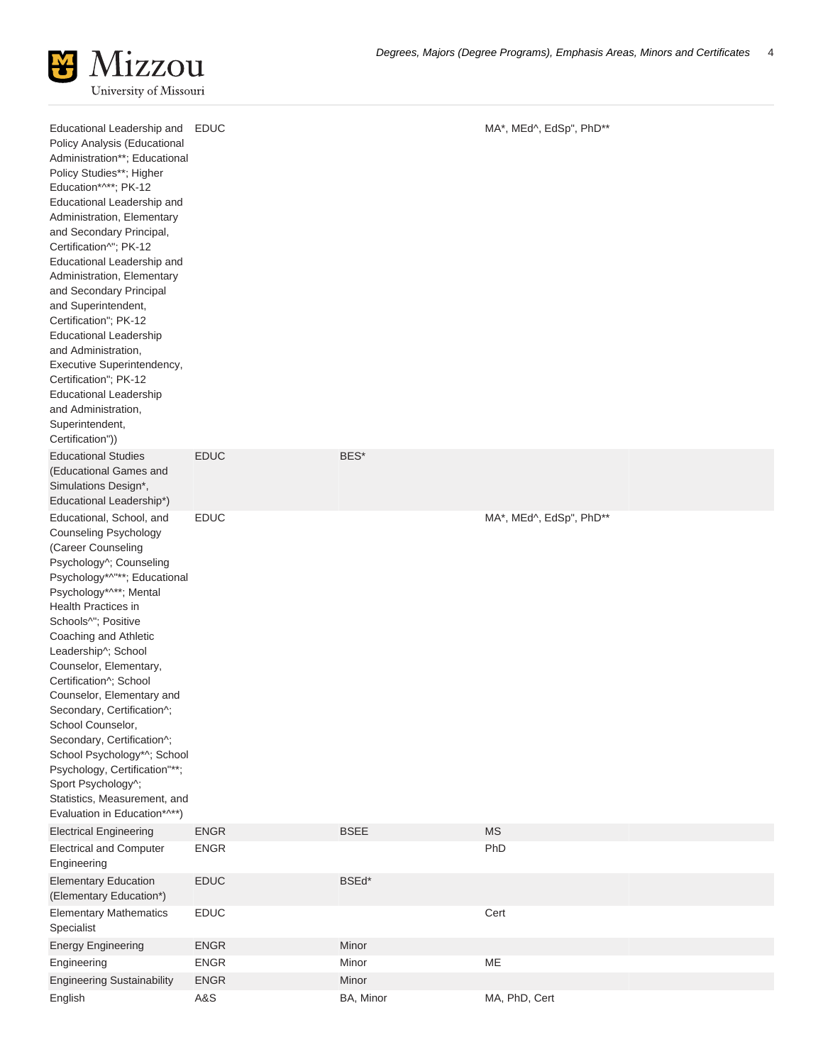| | | | | |
|---|---|---|---|---|
| Educational Leadership and Policy Analysis (Educational Administration**; Educational Policy Studies**; Higher Education*^**; PK-12 Educational Leadership and Administration, Elementary and Secondary Principal, Certification^"; PK-12 Educational Leadership and Administration, Elementary and Secondary Principal and Superintendent, Certification"; PK-12 Educational Leadership and Administration, Executive Superintendency, Certification"; PK-12 Educational Leadership and Administration, Superintendent, Certification")) | EDUC | | MA*, MEd^, EdSp", PhD** | |
| Educational Studies (Educational Games and Simulations Design*, Educational Leadership*) | EDUC | BES* | | |
| Educational, School, and Counseling Psychology (Career Counseling Psychology^; Counseling Psychology*^"**; Educational Psychology*^**; Mental Health Practices in Schools^"; Positive Coaching and Athletic Leadership^; School Counselor, Elementary, Certification^; School Counselor, Elementary and Secondary, Certification^; School Counselor, Secondary, Certification^; School Psychology*^; School Psychology, Certification"**; Sport Psychology^; Statistics, Measurement, and Evaluation in Education*^**) | EDUC | | MA*, MEd^, EdSp", PhD** | |
| Electrical Engineering | ENGR | BSEE | MS | |
| Electrical and Computer Engineering | ENGR | | PhD | |
| Elementary Education (Elementary Education*) | EDUC | BSEd* | | |
| Elementary Mathematics Specialist | EDUC | | Cert | |
| Energy Engineering | ENGR | Minor | | |
| Engineering | ENGR | Minor | ME | |
| Engineering Sustainability | ENGR | Minor | | |
| English | A&S | BA, Minor | MA, PhD, Cert | |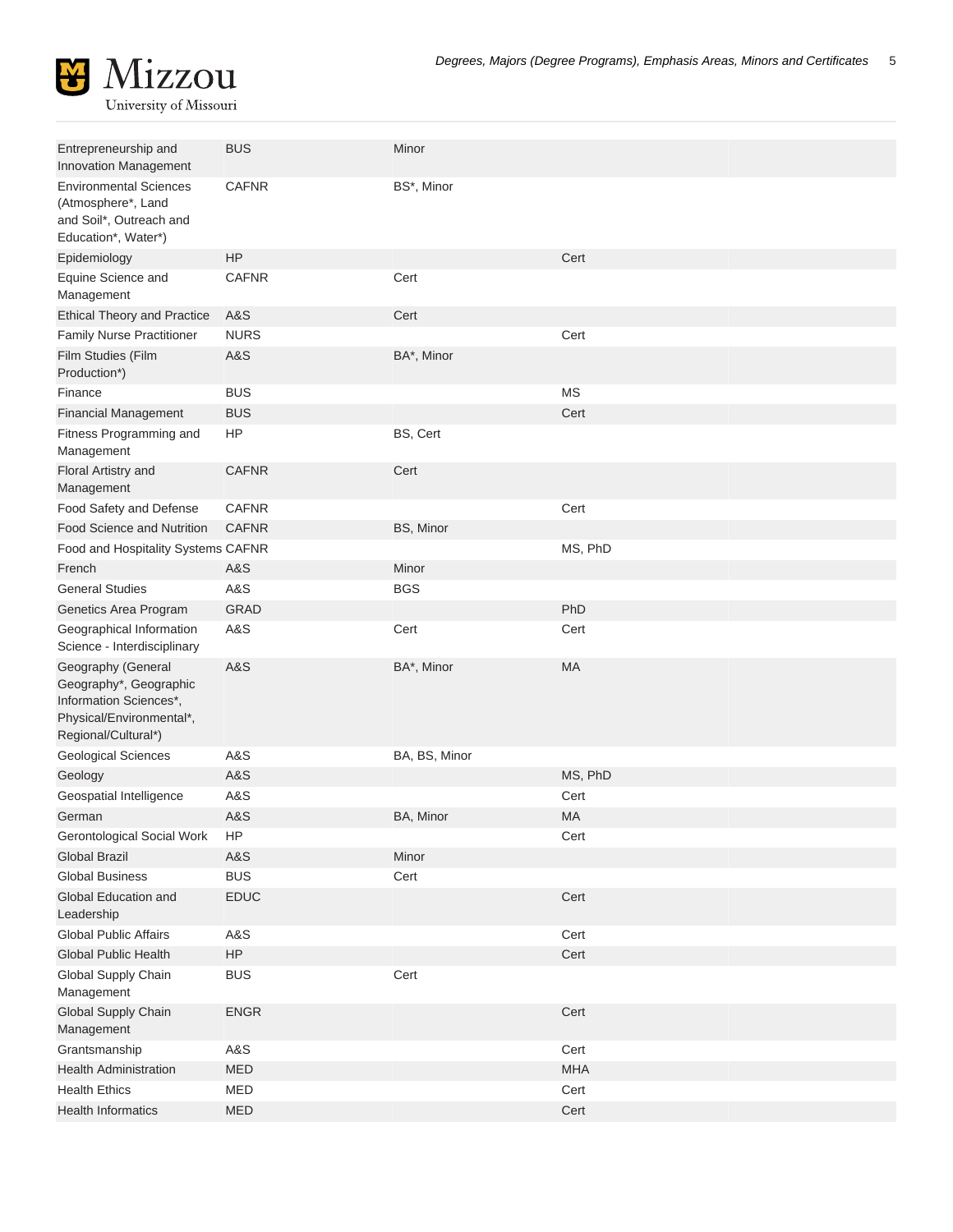| | | | | |
|---|---|---|---|---|
| Entrepreneurship and Innovation Management | BUS | Minor | | |
| Environmental Sciences (Atmosphere*, Land and Soil*, Outreach and Education*, Water*) | CAFNR | BS*, Minor | | |
| Epidemiology | HP | | Cert | |
| Equine Science and Management | CAFNR | Cert | | |
| Ethical Theory and Practice | A&S | Cert | | |
| Family Nurse Practitioner | NURS | | Cert | |
| Film Studies (Film Production*) | A&S | BA*, Minor | | |
| Finance | BUS | | MS | |
| Financial Management | BUS | | Cert | |
| Fitness Programming and Management | HP | BS, Cert | | |
| Floral Artistry and Management | CAFNR | Cert | | |
| Food Safety and Defense | CAFNR | | Cert | |
| Food Science and Nutrition | CAFNR | BS, Minor | | |
| Food and Hospitality Systems | CAFNR | | MS, PhD | |
| French | A&S | Minor | | |
| General Studies | A&S | BGS | | |
| Genetics Area Program | GRAD | | PhD | |
| Geographical Information Science - Interdisciplinary | A&S | Cert | Cert | |
| Geography (General Geography*, Geographic Information Sciences*, Physical/Environmental*, Regional/Cultural*) | A&S | BA*, Minor | MA | |
| Geological Sciences | A&S | BA, BS, Minor | | |
| Geology | A&S | | MS, PhD | |
| Geospatial Intelligence | A&S | | Cert | |
| German | A&S | BA, Minor | MA | |
| Gerontological Social Work | HP | | Cert | |
| Global Brazil | A&S | Minor | | |
| Global Business | BUS | Cert | | |
| Global Education and Leadership | EDUC | | Cert | |
| Global Public Affairs | A&S | | Cert | |
| Global Public Health | HP | | Cert | |
| Global Supply Chain Management | BUS | Cert | | |
| Global Supply Chain Management | ENGR | | Cert | |
| Grantsmanship | A&S | | Cert | |
| Health Administration | MED | | MHA | |
| Health Ethics | MED | | Cert | |
| Health Informatics | MED | | Cert | |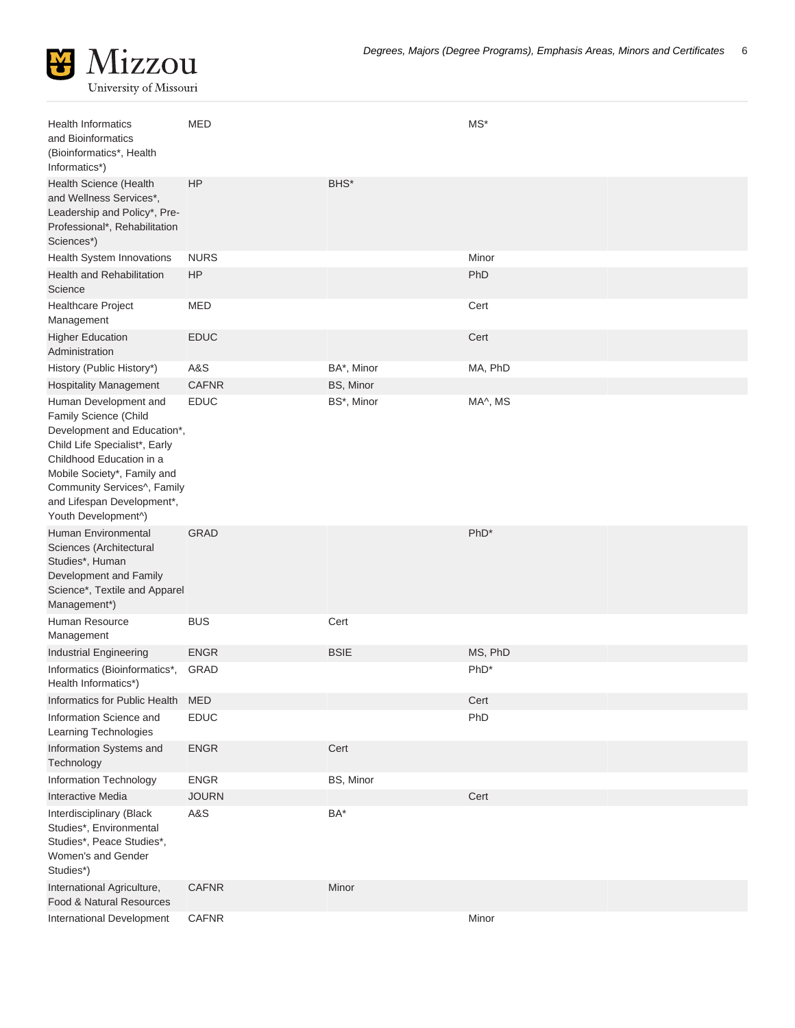| | | | | |
|---|---|---|---|---|
| Health Informatics and Bioinformatics (Bioinformatics*, Health Informatics*) | MED | | MS* | |
| Health Science (Health and Wellness Services*, Leadership and Policy*, Pre-Professional*, Rehabilitation Sciences*) | HP | BHS* | | |
| Health System Innovations | NURS | | Minor | |
| Health and Rehabilitation Science | HP | | PhD | |
| Healthcare Project Management | MED | | Cert | |
| Higher Education Administration | EDUC | | Cert | |
| History (Public History*) | A&S | BA*, Minor | MA, PhD | |
| Hospitality Management | CAFNR | BS, Minor | | |
| Human Development and Family Science (Child Development and Education*, Child Life Specialist*, Early Childhood Education in a Mobile Society*, Family and Community Services^, Family and Lifespan Development*, Youth Development^) | EDUC | BS*, Minor | MA^, MS | |
| Human Environmental Sciences (Architectural Studies*, Human Development and Family Science*, Textile and Apparel Management*) | GRAD | | PhD* | |
| Human Resource Management | BUS | Cert | | |
| Industrial Engineering | ENGR | BSIE | MS, PhD | |
| Informatics (Bioinformatics*, Health Informatics*) | GRAD | | PhD* | |
| Informatics for Public Health | MED | | Cert | |
| Information Science and Learning Technologies | EDUC | | PhD | |
| Information Systems and Technology | ENGR | Cert | | |
| Information Technology | ENGR | BS, Minor | | |
| Interactive Media | JOURN | | Cert | |
| Interdisciplinary (Black Studies*, Environmental Studies*, Peace Studies*, Women's and Gender Studies*) | A&S | BA* | | |
| International Agriculture, Food & Natural Resources | CAFNR | Minor | | |
| International Development | CAFNR | | Minor | |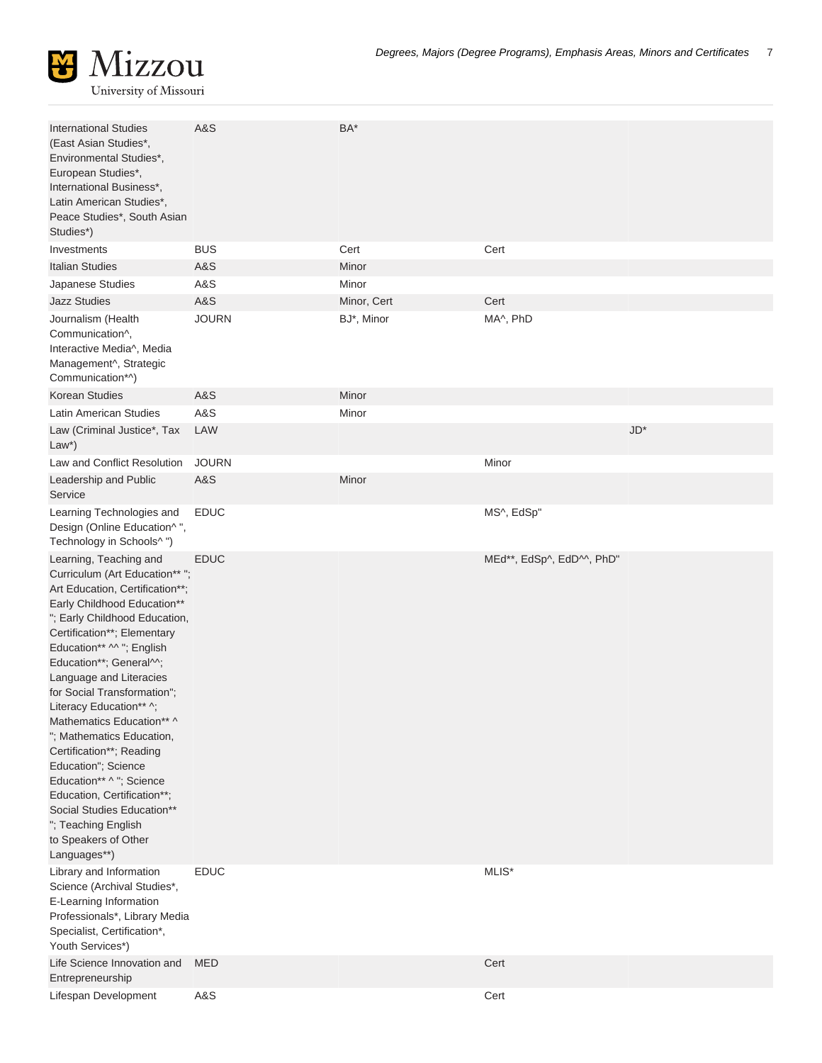| | | | | |
|---|---|---|---|---|
| International Studies (East Asian Studies*, Environmental Studies*, European Studies*, International Business*, Latin American Studies*, Peace Studies*, South Asian Studies*) | A&S | BA* | | |
| Investments | BUS | Cert | Cert | |
| Italian Studies | A&S | Minor | | |
| Japanese Studies | A&S | Minor | | |
| Jazz Studies | A&S | Minor, Cert | Cert | |
| Journalism (Health Communication^, Interactive Media^, Media Management^, Strategic Communication*^) | JOURN | BJ*, Minor | MA^, PhD | |
| Korean Studies | A&S | Minor | | |
| Latin American Studies | A&S | Minor | | |
| Law (Criminal Justice*, Tax Law*) | LAW | | | JD* |
| Law and Conflict Resolution | JOURN | | Minor | |
| Leadership and Public Service | A&S | Minor | | |
| Learning Technologies and Design (Online Education^ ", Technology in Schools^ ") | EDUC | | MS^, EdSp" | |
| Learning, Teaching and Curriculum (Art Education** "; Art Education, Certification**; Early Childhood Education** "; Early Childhood Education, Certification**; Elementary Education** ^^ "; English Education**; General^^; Language and Literacies for Social Transformation"; Literacy Education** ^; Mathematics Education** ^ "; Mathematics Education, Certification**; Reading Education"; Science Education** ^ "; Science Education, Certification**; Social Studies Education** "; Teaching English to Speakers of Other Languages**) | EDUC | | MEd**, EdSp^, EdD^^, PhD" | |
| Library and Information Science (Archival Studies*, E-Learning Information Professionals*, Library Media Specialist, Certification*, Youth Services*) | EDUC | | MLIS* | |
| Life Science Innovation and Entrepreneurship | MED | | Cert | |
| Lifespan Development | A&S | | Cert | |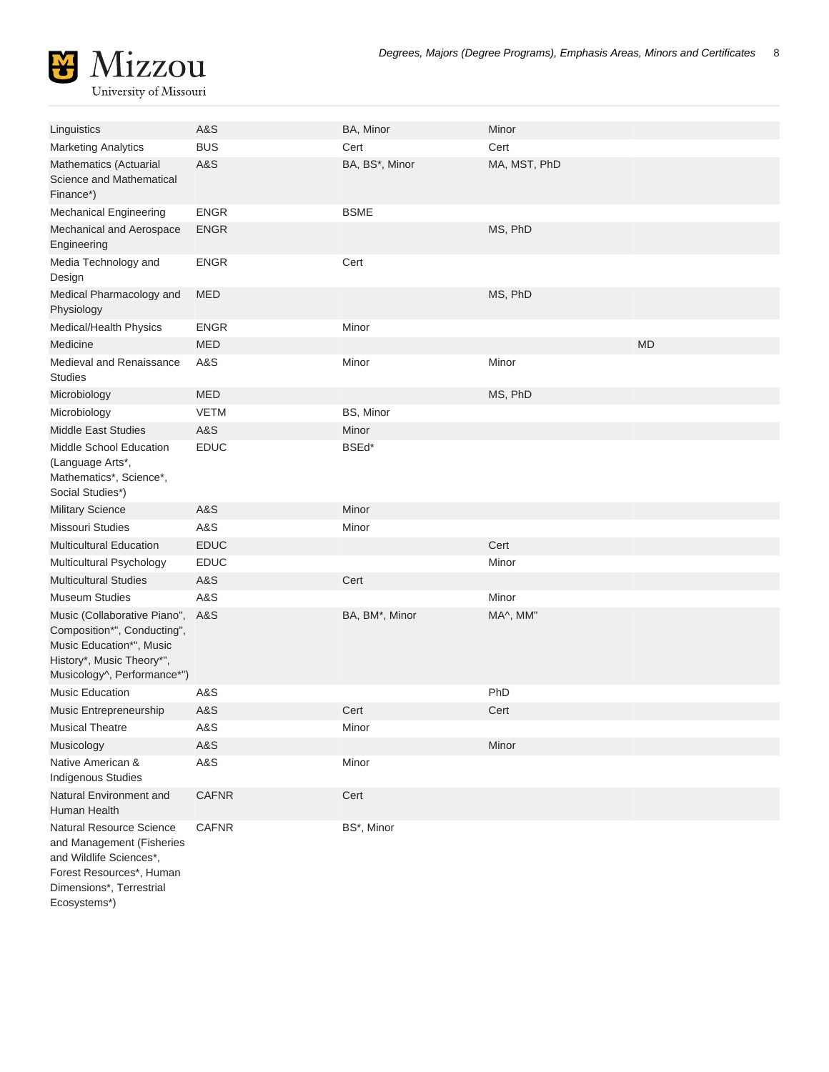| | | | | |
|---|---|---|---|---|
| Linguistics | A&S | BA, Minor | Minor | |
| Marketing Analytics | BUS | Cert | Cert | |
| Mathematics (Actuarial Science and Mathematical Finance*) | A&S | BA, BS*, Minor | MA, MST, PhD | |
| Mechanical Engineering | ENGR | BSME | | |
| Mechanical and Aerospace Engineering | ENGR | | MS, PhD | |
| Media Technology and Design | ENGR | Cert | | |
| Medical Pharmacology and Physiology | MED | | MS, PhD | |
| Medical/Health Physics | ENGR | Minor | | |
| Medicine | MED | | | MD |
| Medieval and Renaissance Studies | A&S | Minor | Minor | |
| Microbiology | MED | | MS, PhD | |
| Microbiology | VETM | BS, Minor | | |
| Middle East Studies | A&S | Minor | | |
| Middle School Education (Language Arts*, Mathematics*, Science*, Social Studies*) | EDUC | BSEd* | | |
| Military Science | A&S | Minor | | |
| Missouri Studies | A&S | Minor | | |
| Multicultural Education | EDUC | | Cert | |
| Multicultural Psychology | EDUC | | Minor | |
| Multicultural Studies | A&S | Cert | | |
| Museum Studies | A&S | | Minor | |
| Music (Collaborative Piano", Composition*", Conducting", Music Education*", Music History*, Music Theory*", Musicology^, Performance*") | A&S | BA, BM*, Minor | MA^, MM" | |
| Music Education | A&S | | PhD | |
| Music Entrepreneurship | A&S | Cert | Cert | |
| Musical Theatre | A&S | Minor | | |
| Musicology | A&S | | Minor | |
| Native American & Indigenous Studies | A&S | Minor | | |
| Natural Environment and Human Health | CAFNR | Cert | | |
| Natural Resource Science and Management (Fisheries and Wildlife Sciences*, Forest Resources*, Human Dimensions*, Terrestrial Ecosystems*) | CAFNR | BS*, Minor | | |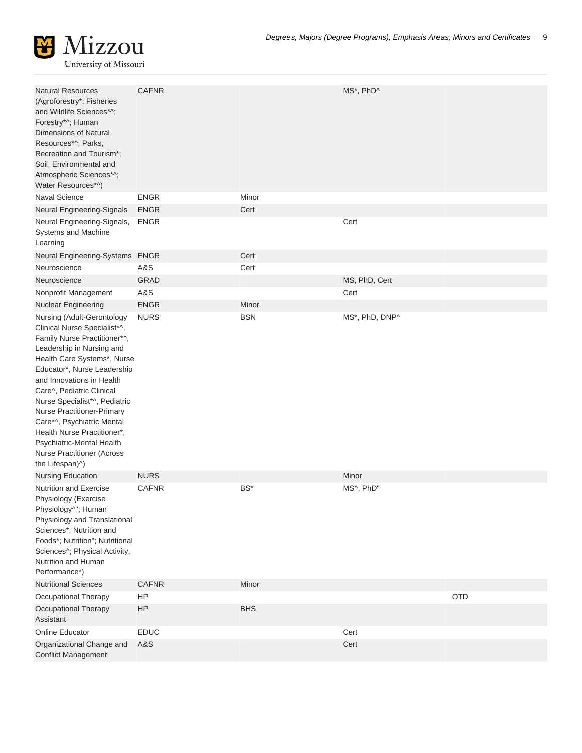| | | | | |
|---|---|---|---|---|
| Natural Resources (Agroforestry*; Fisheries and Wildlife Sciences*^; Forestry*^; Human Dimensions of Natural Resources*^; Parks, Recreation and Tourism*; Soil, Environmental and Atmospheric Sciences*^; Water Resources*^) | CAFNR | | MS*, PhD^ | |
| Naval Science | ENGR | Minor | | |
| Neural Engineering-Signals | ENGR | Cert | | |
| Neural Engineering-Signals, Systems and Machine Learning | ENGR | | Cert | |
| Neural Engineering-Systems | ENGR | Cert | | |
| Neuroscience | A&S | Cert | | |
| Neuroscience | GRAD | | MS, PhD, Cert | |
| Nonprofit Management | A&S | | Cert | |
| Nuclear Engineering | ENGR | Minor | | |
| Nursing (Adult-Gerontology Clinical Nurse Specialist*^, Family Nurse Practitioner*^, Leadership in Nursing and Health Care Systems*, Nurse Educator*, Nurse Leadership and Innovations in Health Care^, Pediatric Clinical Nurse Specialist*^, Pediatric Nurse Practitioner-Primary Care*^, Psychiatric Mental Health Nurse Practitioner*, Psychiatric-Mental Health Nurse Practitioner (Across the Lifespan)^) | NURS | BSN | MS*, PhD, DNP^ | |
| Nursing Education | NURS | | Minor | |
| Nutrition and Exercise Physiology (Exercise Physiology^"; Human Physiology and Translational Sciences*; Nutrition and Foods*; Nutrition"; Nutritional Sciences^; Physical Activity, Nutrition and Human Performance*) | CAFNR | BS* | MS^, PhD" | |
| Nutritional Sciences | CAFNR | Minor | | |
| Occupational Therapy | HP | | | OTD |
| Occupational Therapy Assistant | HP | BHS | | |
| Online Educator | EDUC | | Cert | |
| Organizational Change and Conflict Management | A&S | | Cert | |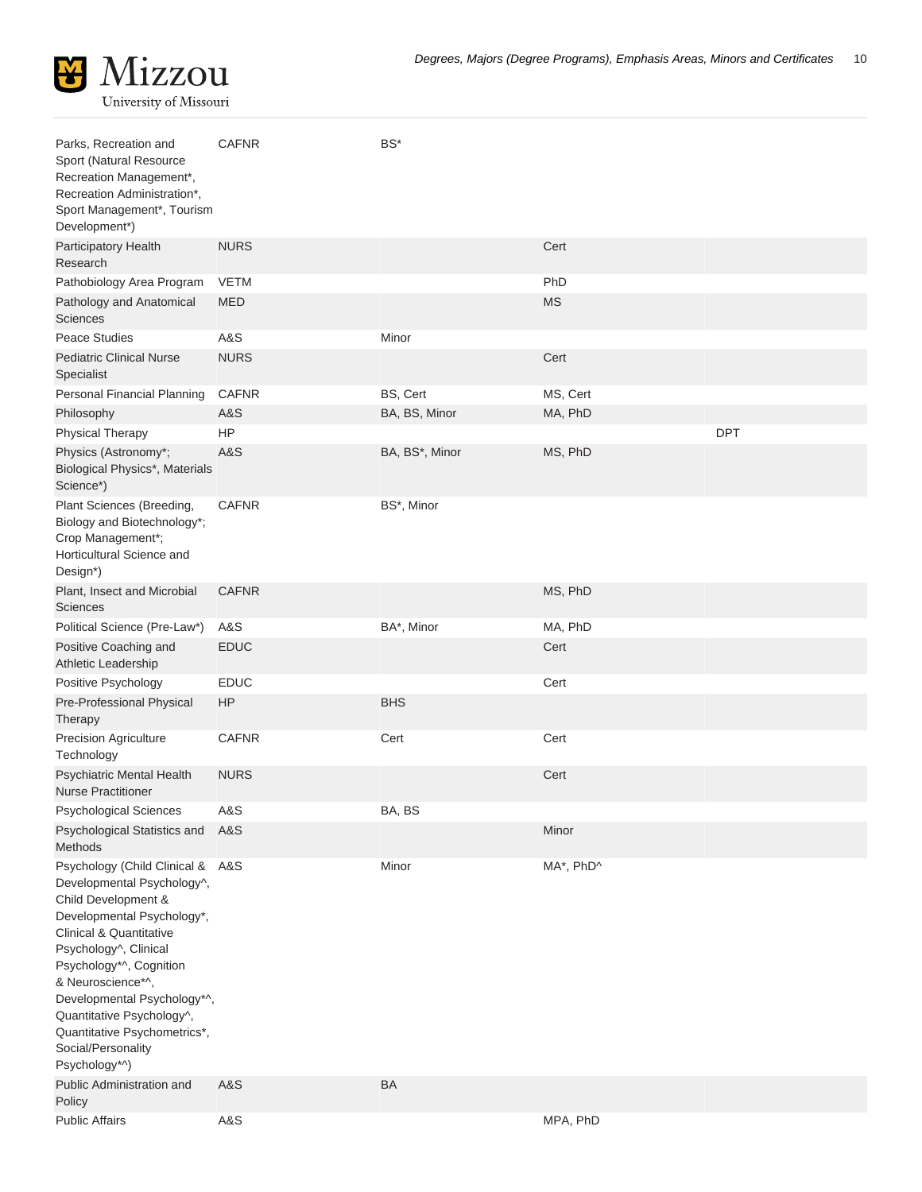| | | | | |
|---|---|---|---|---|
| Parks, Recreation and Sport (Natural Resource Recreation Management*, Recreation Administration*, Sport Management*, Tourism Development*) | CAFNR | BS* | | |
| Participatory Health Research | NURS | | Cert | |
| Pathobiology Area Program | VETM | | PhD | |
| Pathology and Anatomical Sciences | MED | | MS | |
| Peace Studies | A&S | Minor | | |
| Pediatric Clinical Nurse Specialist | NURS | | Cert | |
| Personal Financial Planning | CAFNR | BS, Cert | MS, Cert | |
| Philosophy | A&S | BA, BS, Minor | MA, PhD | |
| Physical Therapy | HP | | | DPT |
| Physics (Astronomy*; Biological Physics*, Materials Science*) | A&S | BA, BS*, Minor | MS, PhD | |
| Plant Sciences (Breeding, Biology and Biotechnology*; Crop Management*; Horticultural Science and Design*) | CAFNR | BS*, Minor | | |
| Plant, Insect and Microbial Sciences | CAFNR | | MS, PhD | |
| Political Science (Pre-Law*) | A&S | BA*, Minor | MA, PhD | |
| Positive Coaching and Athletic Leadership | EDUC | | Cert | |
| Positive Psychology | EDUC | | Cert | |
| Pre-Professional Physical Therapy | HP | BHS | | |
| Precision Agriculture Technology | CAFNR | Cert | Cert | |
| Psychiatric Mental Health Nurse Practitioner | NURS | | Cert | |
| Psychological Sciences | A&S | BA, BS | | |
| Psychological Statistics and Methods | A&S | | Minor | |
| Psychology (Child Clinical & Developmental Psychology^, Child Development & Developmental Psychology*, Clinical & Quantitative Psychology^, Clinical Psychology*^, Cognition & Neuroscience*^, Developmental Psychology*^, Quantitative Psychology^, Quantitative Psychometrics*, Social/Personality Psychology*^) | A&S | Minor | MA*, PhD^ | |
| Public Administration and Policy | A&S | BA | | |
| Public Affairs | A&S | | MPA, PhD | |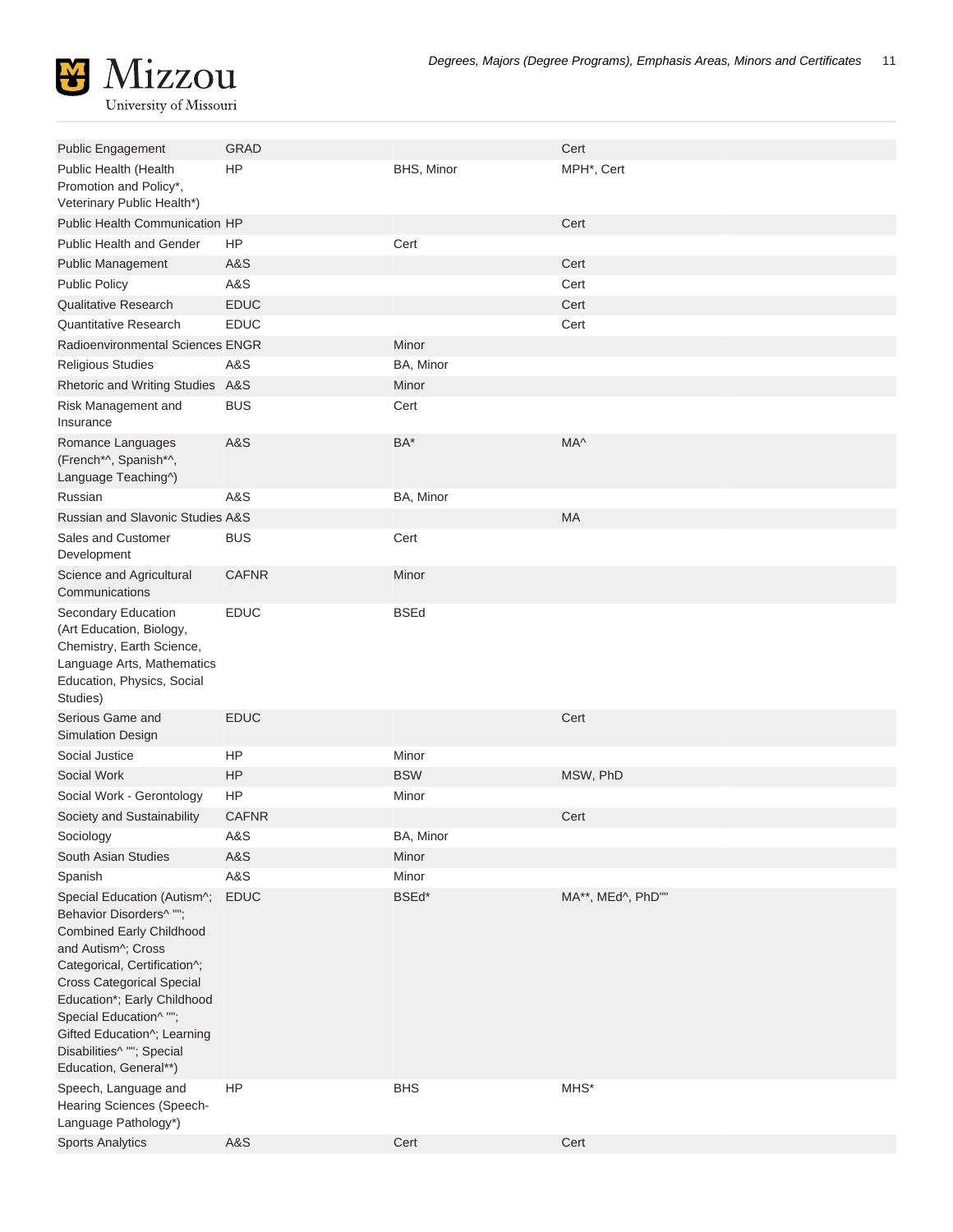| Public Engagement | GRAD | | Cert | |
|---|---|---|---|---|
| Public Health (Health Promotion and Policy*, Veterinary Public Health*) | HP | BHS, Minor | MPH*, Cert | |
| Public Health Communication | HP | | Cert | |
| Public Health and Gender | HP | Cert | | |
| Public Management | A&S | | Cert | |
| Public Policy | A&S | | Cert | |
| Qualitative Research | EDUC | | Cert | |
| Quantitative Research | EDUC | | Cert | |
| Radioenvironmental Sciences | ENGR | Minor | | |
| Religious Studies | A&S | BA, Minor | | |
| Rhetoric and Writing Studies | A&S | Minor | | |
| Risk Management and Insurance | BUS | Cert | | |
| Romance Languages (French*^, Spanish*^, Language Teaching^) | A&S | BA* | MA^ | |
| Russian | A&S | BA, Minor | | |
| Russian and Slavonic Studies | A&S | | MA | |
| Sales and Customer Development | BUS | Cert | | |
| Science and Agricultural Communications | CAFNR | Minor | | |
| Secondary Education (Art Education, Biology, Chemistry, Earth Science, Language Arts, Mathematics Education, Physics, Social Studies) | EDUC | BSEd | | |
| Serious Game and Simulation Design | EDUC | | Cert | |
| Social Justice | HP | Minor | | |
| Social Work | HP | BSW | MSW, PhD | |
| Social Work - Gerontology | HP | Minor | | |
| Society and Sustainability | CAFNR | | Cert | |
| Sociology | A&S | BA, Minor | | |
| South Asian Studies | A&S | Minor | | |
| Spanish | A&S | Minor | | |
| Special Education (Autism^; Behavior Disorders^ ""; Combined Early Childhood and Autism^; Cross Categorical, Certification^; Cross Categorical Special Education*; Early Childhood Special Education^ ""; Gifted Education^; Learning Disabilities^ ""; Special Education, General**) | EDUC | BSEd* | MA**, MEd^, PhD"" | |
| Speech, Language and Hearing Sciences (Speech-Language Pathology*) | HP | BHS | MHS* | |
| Sports Analytics | A&S | Cert | Cert | |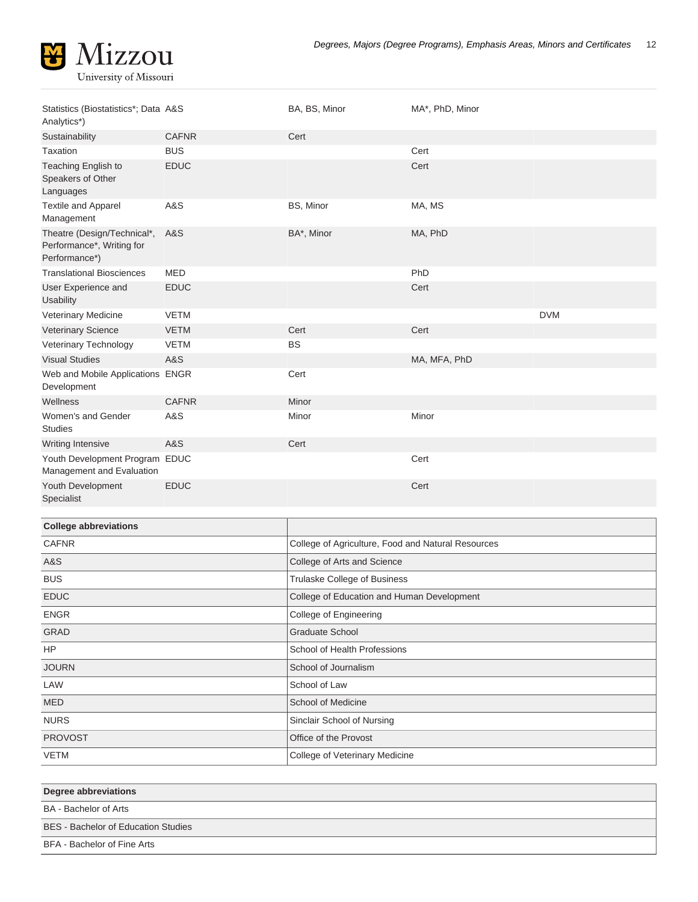| | | | | |
|---|---|---|---|---|
| Statistics (Biostatistics*; Data Analytics*) | A&S | BA, BS, Minor | MA*, PhD, Minor | |
| Sustainability | CAFNR | Cert | | |
| Taxation | BUS | | Cert | |
| Teaching English to Speakers of Other Languages | EDUC | | Cert | |
| Textile and Apparel Management | A&S | BS, Minor | MA, MS | |
| Theatre (Design/Technical*, Performance*, Writing for Performance*) | A&S | BA*, Minor | MA, PhD | |
| Translational Biosciences | MED | | PhD | |
| User Experience and Usability | EDUC | | Cert | |
| Veterinary Medicine | VETM | | | DVM |
| Veterinary Science | VETM | Cert | Cert | |
| Veterinary Technology | VETM | BS | | |
| Visual Studies | A&S | | MA, MFA, PhD | |
| Web and Mobile Applications Development | ENGR | Cert | | |
| Wellness | CAFNR | Minor | | |
| Women's and Gender Studies | A&S | Minor | Minor | |
| Writing Intensive | A&S | Cert | | |
| Youth Development Program Management and Evaluation | EDUC | | Cert | |
| Youth Development Specialist | EDUC | | Cert | |

| College abbreviations | |
|---|---|
| CAFNR | College of Agriculture, Food and Natural Resources |
| A&S | College of Arts and Science |
| BUS | Trulaske College of Business |
| EDUC | College of Education and Human Development |
| ENGR | College of Engineering |
| GRAD | Graduate School |
| HP | School of Health Professions |
| JOURN | School of Journalism |
| LAW | School of Law |
| MED | School of Medicine |
| NURS | Sinclair School of Nursing |
| PROVOST | Office of the Provost |
| VETM | College of Veterinary Medicine |

| Degree abbreviations |
|---|
| BA - Bachelor of Arts |
| BES - Bachelor of Education Studies |
| BFA - Bachelor of Fine Arts |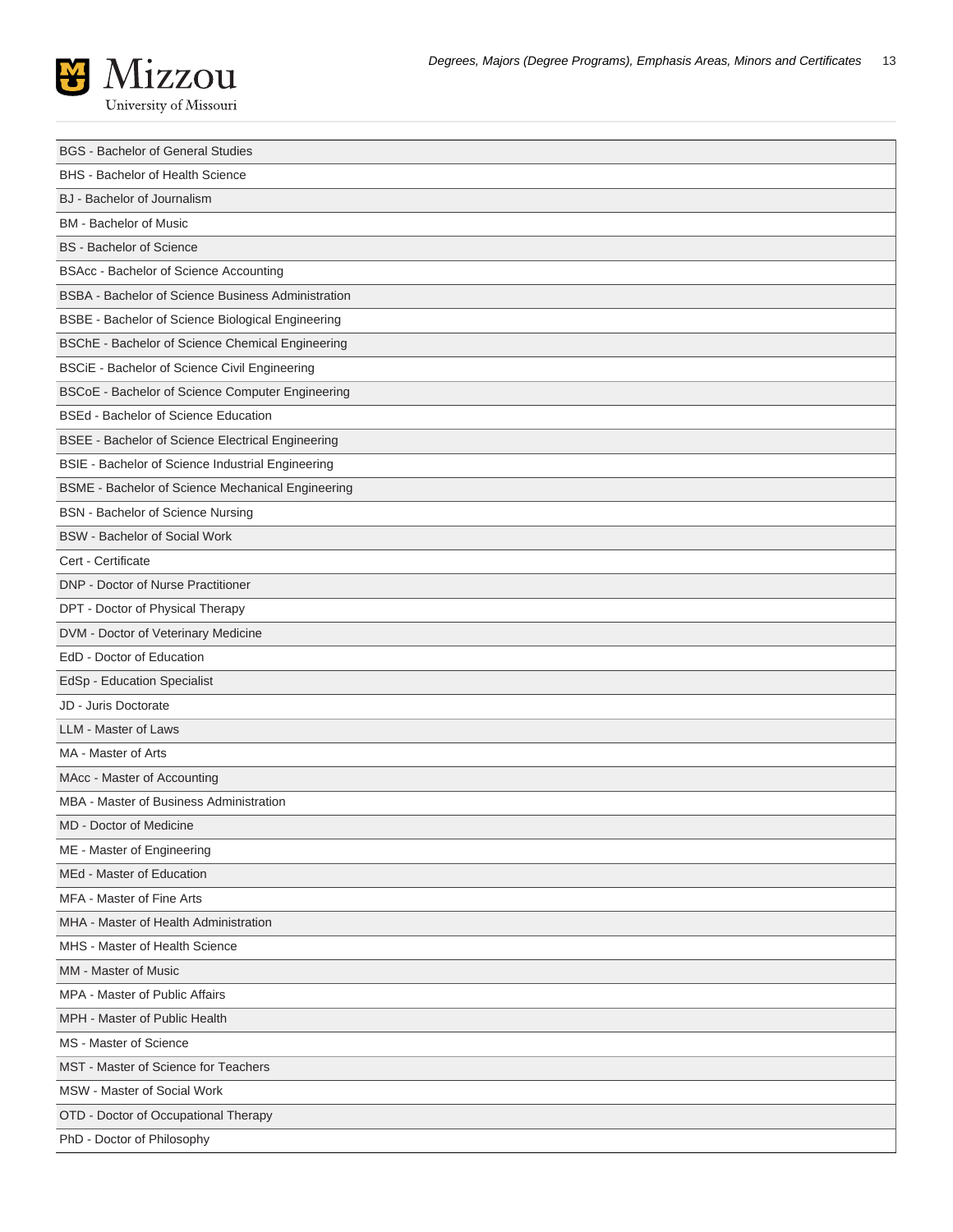| |
|---|
| BGS - Bachelor of General Studies |
| BHS - Bachelor of Health Science |
| BJ - Bachelor of Journalism |
| BM - Bachelor of Music |
| BS - Bachelor of Science |
| BSAcc - Bachelor of Science Accounting |
| BSBA - Bachelor of Science Business Administration |
| BSBE - Bachelor of Science Biological Engineering |
| BSChE - Bachelor of Science Chemical Engineering |
| BSCiE - Bachelor of Science Civil Engineering |
| BSCoE - Bachelor of Science Computer Engineering |
| BSEd - Bachelor of Science Education |
| BSEE - Bachelor of Science Electrical Engineering |
| BSIE - Bachelor of Science Industrial Engineering |
| BSME - Bachelor of Science Mechanical Engineering |
| BSN - Bachelor of Science Nursing |
| BSW - Bachelor of Social Work |
| Cert - Certificate |
| DNP - Doctor of Nurse Practitioner |
| DPT - Doctor of Physical Therapy |
| DVM - Doctor of Veterinary Medicine |
| EdD - Doctor of Education |
| EdSp - Education Specialist |
| JD - Juris Doctorate |
| LLM - Master of Laws |
| MA - Master of Arts |
| MAcc - Master of Accounting |
| MBA - Master of Business Administration |
| MD - Doctor of Medicine |
| ME - Master of Engineering |
| MEd - Master of Education |
| MFA - Master of Fine Arts |
| MHA - Master of Health Administration |
| MHS - Master of Health Science |
| MM - Master of Music |
| MPA - Master of Public Affairs |
| MPH - Master of Public Health |
| MS - Master of Science |
| MST - Master of Science for Teachers |
| MSW - Master of Social Work |
| OTD - Doctor of Occupational Therapy |
| PhD - Doctor of Philosophy |